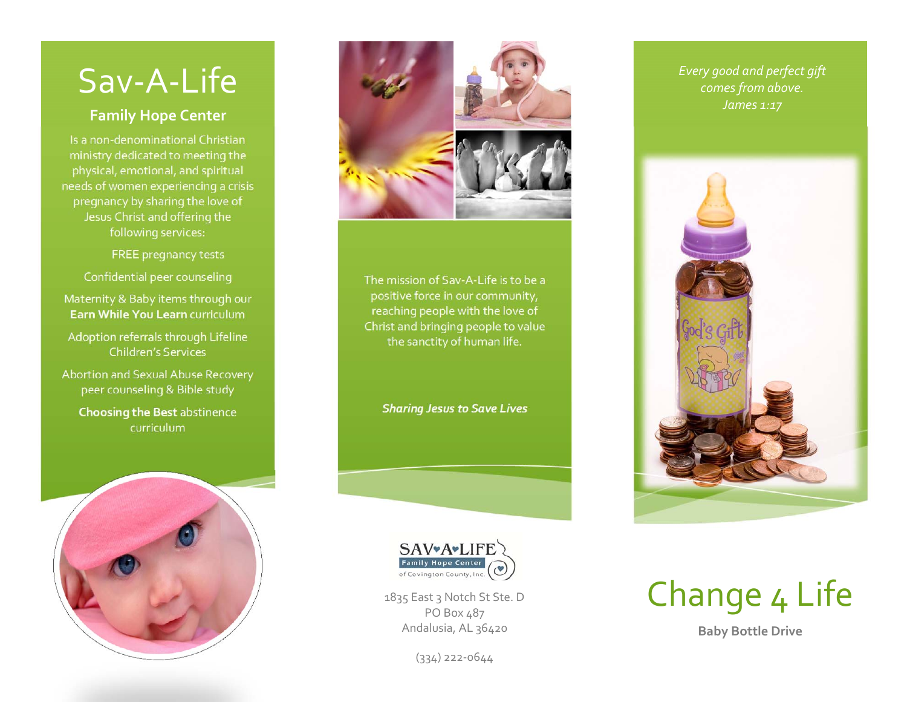# Sav-A-Life

## Family Hope Center

Is a non-denominational Christian ministry dedicated to meeting the physical, emotional, and spiritual needs of women experiencing a crisis pregnancy by sharing the love of Jesus Christ and offering the following services:

FREE pregnancy tests

Confidential peer counseling

Maternity & Baby items through our **Earn While You Learn** curriculum

Adoption referrals through Lifeline Children's Services

Abortion and Sexual Abuse Recovery peer counseling & Bible study

**Choosing the Best** abstinence curriculum

The mission of Sav-A-Life is to be a positive force in our community, reaching people with the love of Christ and bringing people to value the sanctity of human life.

***Sharing Jesus to Save Lives***

SAV♥A♥LIFE
Family Hope Center
of Covington County, Inc.

1835 East 3 Notch St Ste. D
PO Box 487
Andalusia, AL 36420

(334) 222-0644

*Every good and perfect gift comes from above.*
*James 1:17*

# Change 4 Life

**Baby Bottle Drive**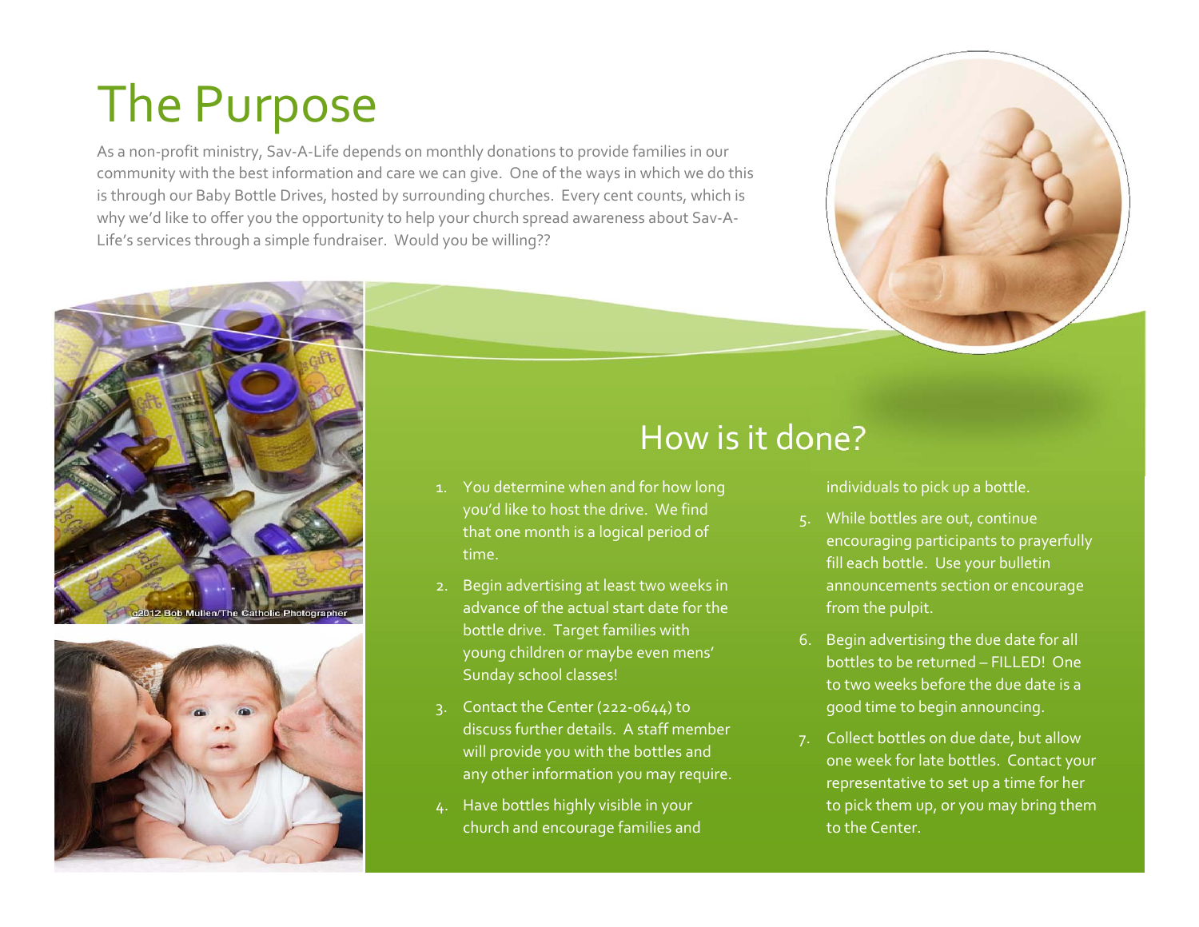# The Purpose

As a non-profit ministry, Sav-A-Life depends on monthly donations to provide families in our community with the best information and care we can give. One of the ways in which we do this is through our Baby Bottle Drives, hosted by surrounding churches. Every cent counts, which is why we'd like to offer you the opportunity to help your church spread awareness about Sav-A-Life's services through a simple fundraiser. Would you be willing??

©2012 Bob Mullen/The Catholic Photographer

## How is it done?

1. You determine when and for how long you'd like to host the drive. We find that one month is a logical period of time.
2. Begin advertising at least two weeks in advance of the actual start date for the bottle drive. Target families with young children or maybe even mens' Sunday school classes!
3. Contact the Center (222-0644) to discuss further details. A staff member will provide you with the bottles and any other information you may require.
4. Have bottles highly visible in your church and encourage families and individuals to pick up a bottle.
5. While bottles are out, continue encouraging participants to prayerfully fill each bottle. Use your bulletin announcements section or encourage from the pulpit.
6. Begin advertising the due date for all bottles to be returned – FILLED! One to two weeks before the due date is a good time to begin announcing.
7. Collect bottles on due date, but allow one week for late bottles. Contact your representative to set up a time for her to pick them up, or you may bring them to the Center.